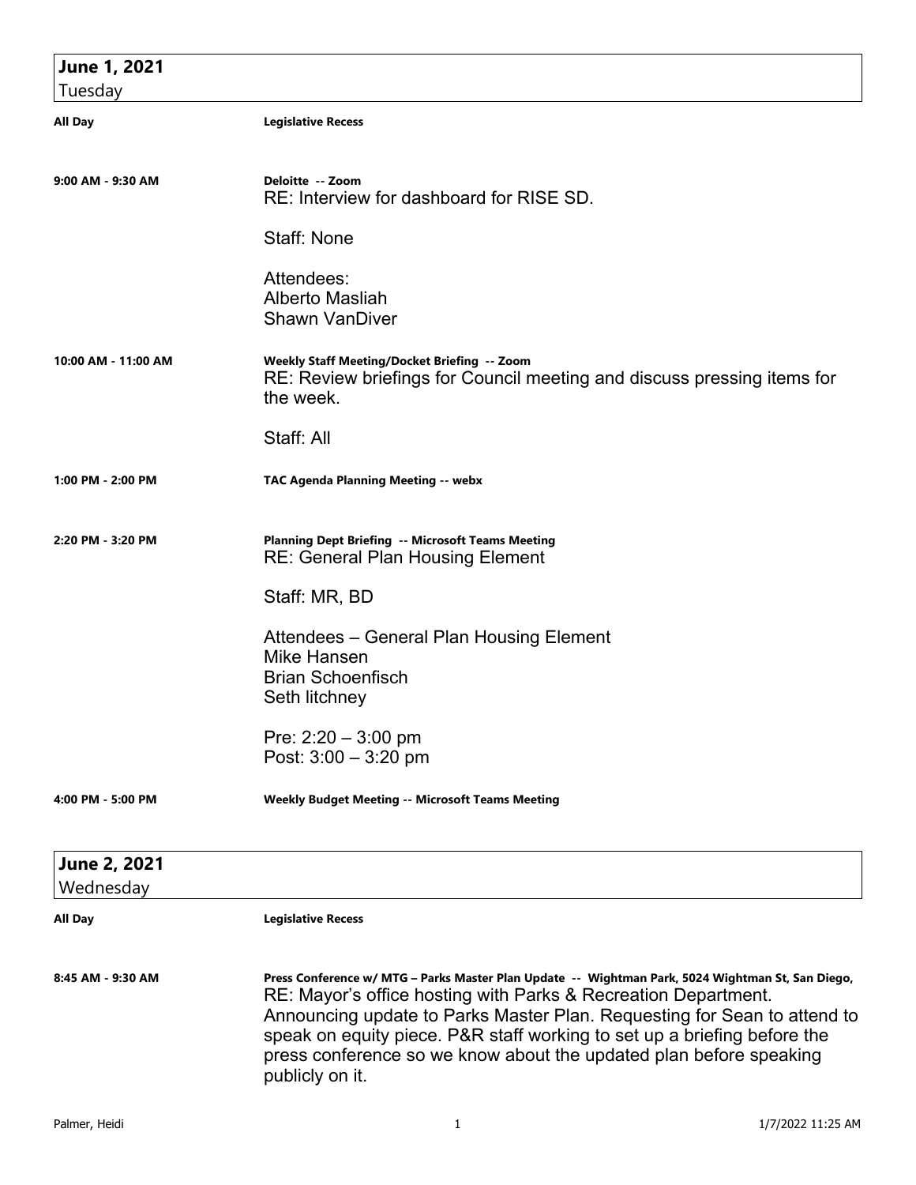## June 1, 2021
Tuesday

**All Day** — **Legislative Recess**

**9:00 AM - 9:30 AM** — **Deloitte -- Zoom**

RE: Interview for dashboard for RISE SD.

Staff: None

Attendees:
Alberto Masliah
Shawn VanDiver

**10:00 AM - 11:00 AM** — **Weekly Staff Meeting/Docket Briefing -- Zoom**

RE: Review briefings for Council meeting and discuss pressing items for the week.

Staff: All

**1:00 PM - 2:00 PM** — **TAC Agenda Planning Meeting -- webx**

**2:20 PM - 3:20 PM** — **Planning Dept Briefing -- Microsoft Teams Meeting**

RE: General Plan Housing Element

Staff: MR, BD

Attendees – General Plan Housing Element
Mike Hansen
Brian Schoenfisch
Seth litchney

Pre: 2:20 – 3:00 pm
Post: 3:00 – 3:20 pm

**4:00 PM - 5:00 PM** — **Weekly Budget Meeting -- Microsoft Teams Meeting**

## June 2, 2021
Wednesday

**All Day** — **Legislative Recess**

**8:45 AM - 9:30 AM** — **Press Conference w/ MTG – Parks Master Plan Update -- Wightman Park, 5024 Wightman St, San Diego,**

RE: Mayor's office hosting with Parks & Recreation Department. Announcing update to Parks Master Plan. Requesting for Sean to attend to speak on equity piece. P&R staff working to set up a briefing before the press conference so we know about the updated plan before speaking publicly on it.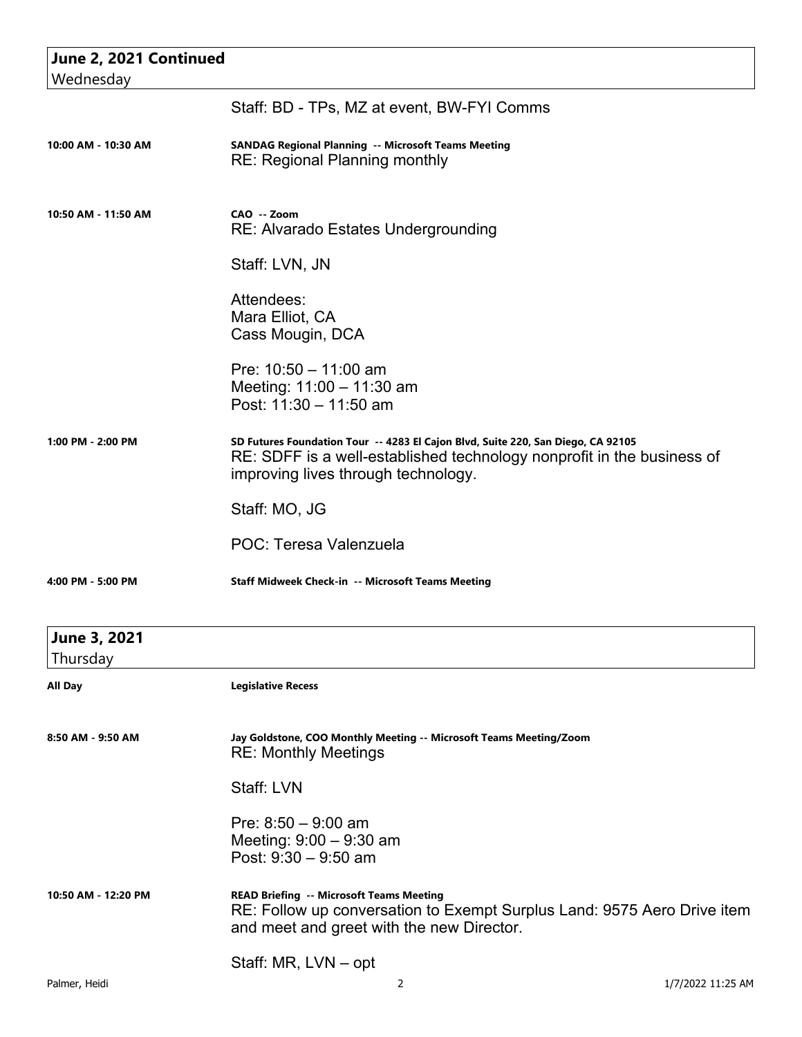## June 2, 2021 Continued
Wednesday

Staff: BD - TPs, MZ at event, BW-FYI Comms

**10:00 AM - 10:30 AM** — **SANDAG Regional Planning -- Microsoft Teams Meeting**
RE: Regional Planning monthly

**10:50 AM - 11:50 AM** — **CAO -- Zoom**
RE: Alvarado Estates Undergrounding

Staff: LVN, JN

Attendees:
Mara Elliot, CA
Cass Mougin, DCA

Pre: 10:50 – 11:00 am
Meeting: 11:00 – 11:30 am
Post: 11:30 – 11:50 am

**1:00 PM - 2:00 PM** — **SD Futures Foundation Tour -- 4283 El Cajon Blvd, Suite 220, San Diego, CA 92105**
RE: SDFF is a well-established technology nonprofit in the business of improving lives through technology.

Staff: MO, JG

POC: Teresa Valenzuela

**4:00 PM - 5:00 PM** — **Staff Midweek Check-in -- Microsoft Teams Meeting**

## June 3, 2021
Thursday

**All Day** — **Legislative Recess**

**8:50 AM - 9:50 AM** — **Jay Goldstone, COO Monthly Meeting -- Microsoft Teams Meeting/Zoom**
RE: Monthly Meetings

Staff: LVN

Pre: 8:50 – 9:00 am
Meeting: 9:00 – 9:30 am
Post: 9:30 – 9:50 am

**10:50 AM - 12:20 PM** — **READ Briefing -- Microsoft Teams Meeting**
RE: Follow up conversation to Exempt Surplus Land: 9575 Aero Drive item and meet and greet with the new Director.

Staff: MR, LVN – opt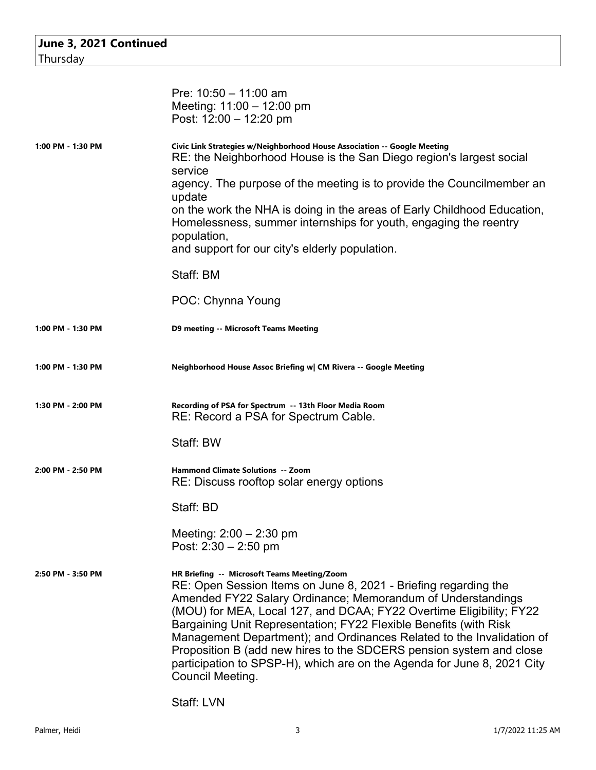**June 3, 2021 Continued**
Thursday

Pre: 10:50 – 11:00 am
Meeting: 11:00 – 12:00 pm
Post: 12:00 – 12:20 pm

**1:00 PM - 1:30 PM**

**Civic Link Strategies w/Neighborhood House Association -- Google Meeting**
RE: the Neighborhood House is the San Diego region's largest social service
agency. The purpose of the meeting is to provide the Councilmember an update
on the work the NHA is doing in the areas of Early Childhood Education, Homelessness, summer internships for youth, engaging the reentry population,
and support for our city's elderly population.

Staff: BM

POC: Chynna Young

**1:00 PM - 1:30 PM**

**D9 meeting -- Microsoft Teams Meeting**

**1:00 PM - 1:30 PM**

**Neighborhood House Assoc Briefing w| CM Rivera -- Google Meeting**

**1:30 PM - 2:00 PM**

**Recording of PSA for Spectrum -- 13th Floor Media Room**
RE: Record a PSA for Spectrum Cable.

Staff: BW

**2:00 PM - 2:50 PM**

**Hammond Climate Solutions -- Zoom**
RE: Discuss rooftop solar energy options

Staff: BD

Meeting: 2:00 – 2:30 pm
Post: 2:30 – 2:50 pm

**2:50 PM - 3:50 PM**

**HR Briefing -- Microsoft Teams Meeting/Zoom**
RE: Open Session Items on June 8, 2021 - Briefing regarding the Amended FY22 Salary Ordinance; Memorandum of Understandings (MOU) for MEA, Local 127, and DCAA; FY22 Overtime Eligibility; FY22 Bargaining Unit Representation; FY22 Flexible Benefits (with Risk Management Department); and Ordinances Related to the Invalidation of Proposition B (add new hires to the SDCERS pension system and close participation to SPSP-H), which are on the Agenda for June 8, 2021 City Council Meeting.

Staff: LVN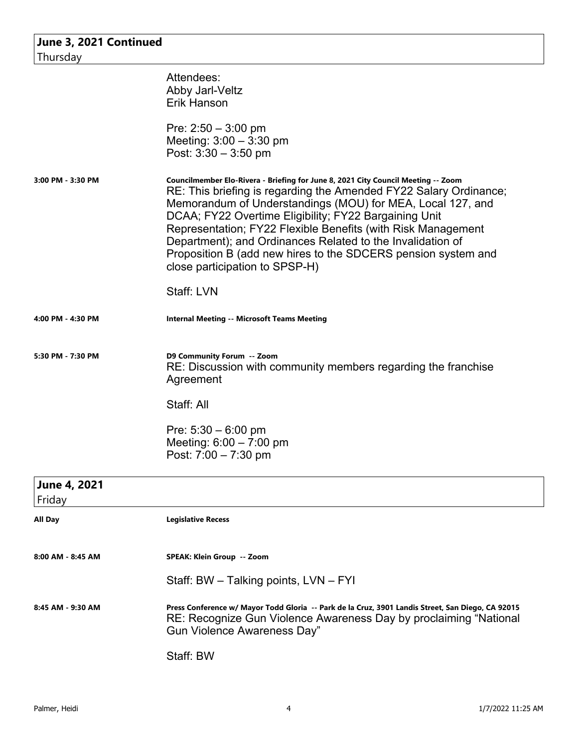## June 3, 2021 Continued
Thursday

Attendees:
Abby Jarl-Veltz
Erik Hanson

Pre: 2:50 – 3:00 pm
Meeting: 3:00 – 3:30 pm
Post: 3:30 – 3:50 pm

**3:00 PM - 3:30 PM** — **Councilmember Elo-Rivera - Briefing for June 8, 2021 City Council Meeting -- Zoom**

RE: This briefing is regarding the Amended FY22 Salary Ordinance; Memorandum of Understandings (MOU) for MEA, Local 127, and DCAA; FY22 Overtime Eligibility; FY22 Bargaining Unit Representation; FY22 Flexible Benefits (with Risk Management Department); and Ordinances Related to the Invalidation of Proposition B (add new hires to the SDCERS pension system and close participation to SPSP-H)

Staff: LVN

**4:00 PM - 4:30 PM** — **Internal Meeting -- Microsoft Teams Meeting**

**5:30 PM - 7:30 PM** — **D9 Community Forum -- Zoom**

RE: Discussion with community members regarding the franchise Agreement

Staff: All

Pre: 5:30 – 6:00 pm
Meeting: 6:00 – 7:00 pm
Post: 7:00 – 7:30 pm

## June 4, 2021
Friday

**All Day** — **Legislative Recess**

**8:00 AM - 8:45 AM** — **SPEAK: Klein Group -- Zoom**

Staff: BW – Talking points, LVN – FYI

**8:45 AM - 9:30 AM** — **Press Conference w/ Mayor Todd Gloria -- Park de la Cruz, 3901 Landis Street, San Diego, CA 92015**

RE: Recognize Gun Violence Awareness Day by proclaiming "National Gun Violence Awareness Day"

Staff: BW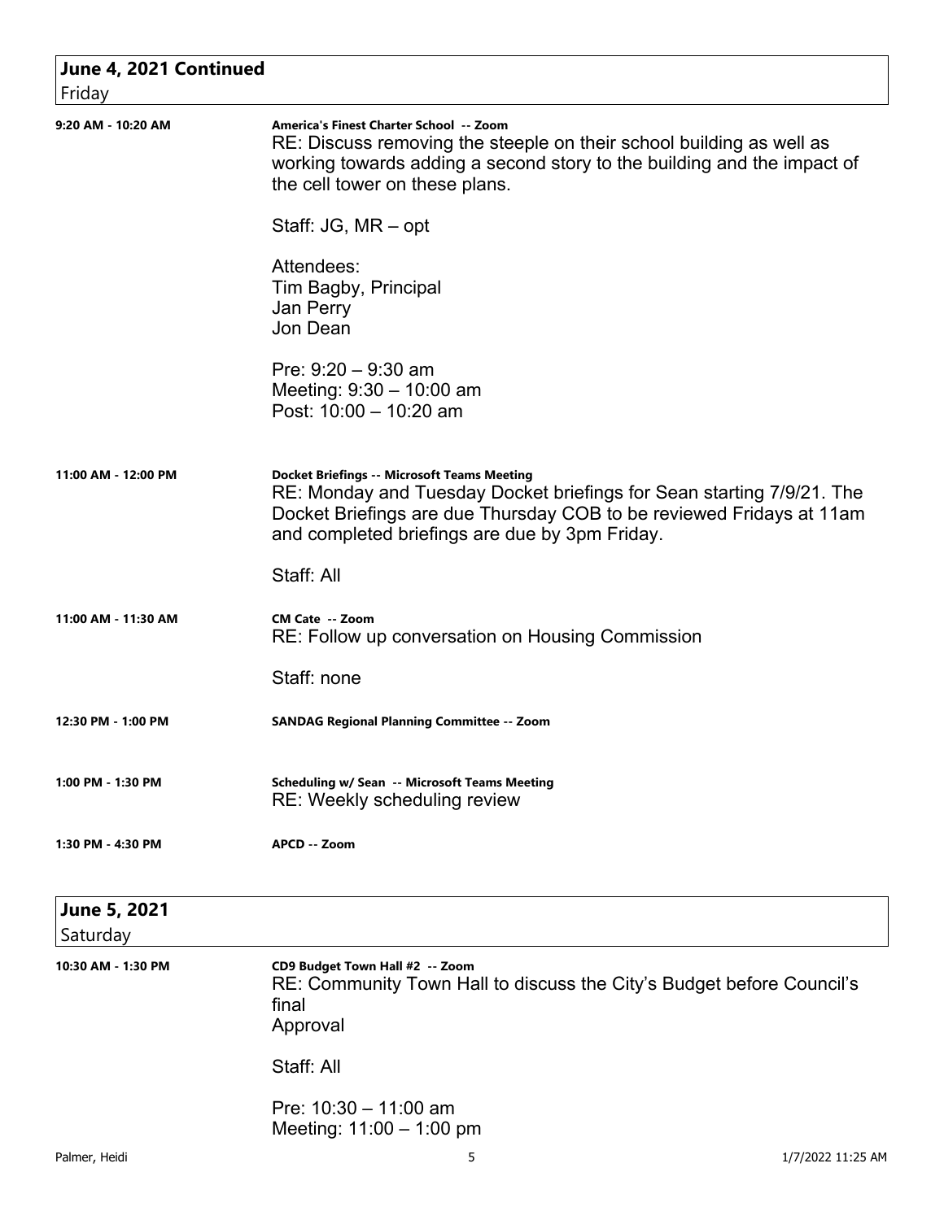## June 4, 2021 Continued

Friday

**9:20 AM - 10:20 AM**

**America's Finest Charter School -- Zoom**

RE: Discuss removing the steeple on their school building as well as working towards adding a second story to the building and the impact of the cell tower on these plans.

Staff: JG, MR – opt

Attendees:
Tim Bagby, Principal
Jan Perry
Jon Dean

Pre: 9:20 – 9:30 am
Meeting: 9:30 – 10:00 am
Post: 10:00 – 10:20 am

**11:00 AM - 12:00 PM**

**Docket Briefings -- Microsoft Teams Meeting**

RE: Monday and Tuesday Docket briefings for Sean starting 7/9/21. The Docket Briefings are due Thursday COB to be reviewed Fridays at 11am and completed briefings are due by 3pm Friday.

Staff: All

**11:00 AM - 11:30 AM**

**CM Cate -- Zoom**

RE: Follow up conversation on Housing Commission

Staff: none

**12:30 PM - 1:00 PM**

**SANDAG Regional Planning Committee -- Zoom**

**1:00 PM - 1:30 PM**

**Scheduling w/ Sean -- Microsoft Teams Meeting**

RE: Weekly scheduling review

**1:30 PM - 4:30 PM**

**APCD -- Zoom**

## June 5, 2021

Saturday

**10:30 AM - 1:30 PM**

**CD9 Budget Town Hall #2 -- Zoom**

RE: Community Town Hall to discuss the City's Budget before Council's final
Approval

Staff: All

Pre: 10:30 – 11:00 am
Meeting: 11:00 – 1:00 pm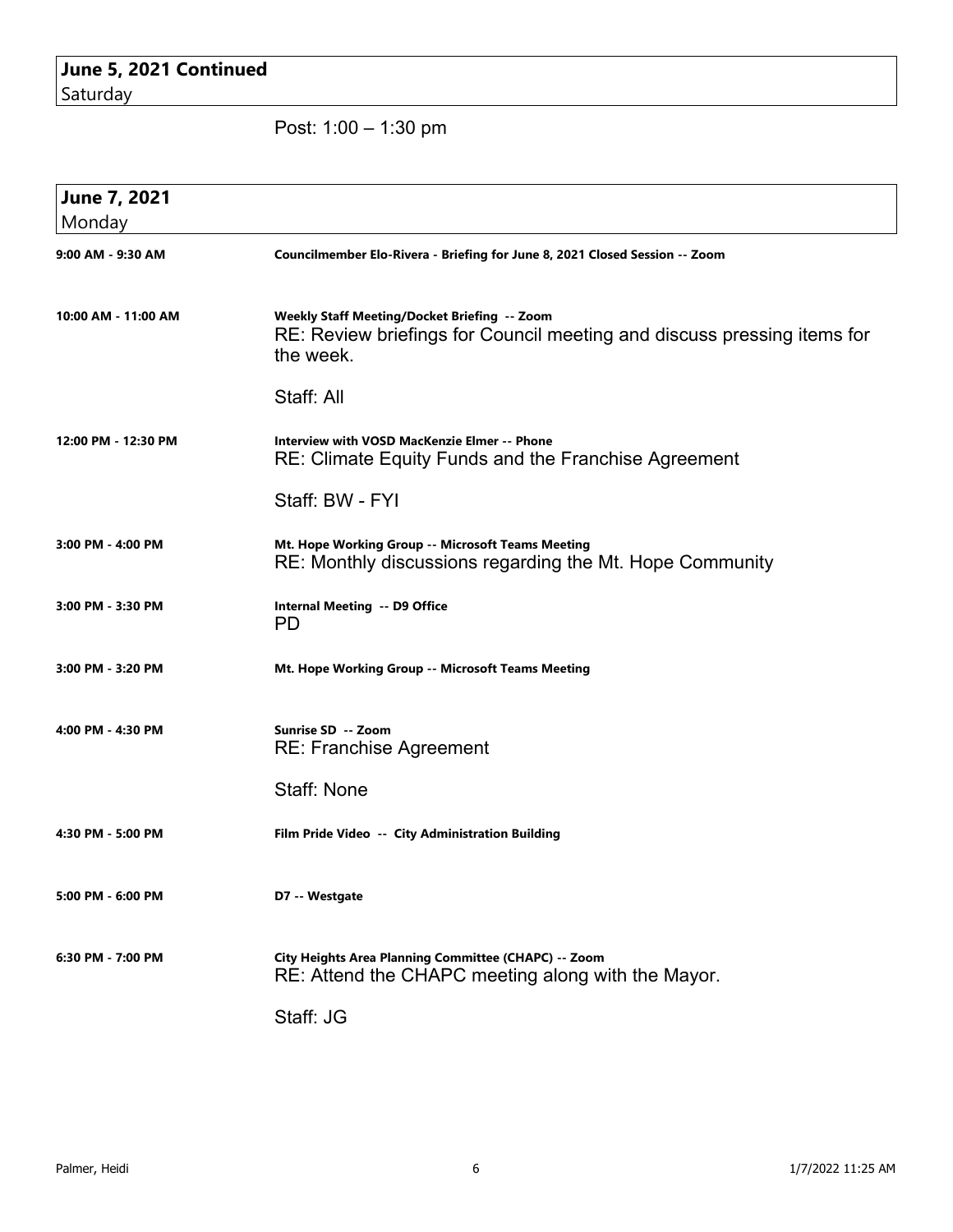## June 5, 2021 Continued
Saturday

Post: 1:00 – 1:30 pm

## June 7, 2021
Monday

**9:00 AM - 9:30 AM** — **Councilmember Elo-Rivera - Briefing for June 8, 2021 Closed Session -- Zoom**

**10:00 AM - 11:00 AM** — **Weekly Staff Meeting/Docket Briefing -- Zoom**
RE: Review briefings for Council meeting and discuss pressing items for the week.

Staff: All

**12:00 PM - 12:30 PM** — **Interview with VOSD MacKenzie Elmer -- Phone**
RE: Climate Equity Funds and the Franchise Agreement

Staff: BW - FYI

**3:00 PM - 4:00 PM** — **Mt. Hope Working Group -- Microsoft Teams Meeting**
RE: Monthly discussions regarding the Mt. Hope Community

**3:00 PM - 3:30 PM** — **Internal Meeting -- D9 Office**
PD

**3:00 PM - 3:20 PM** — **Mt. Hope Working Group -- Microsoft Teams Meeting**

**4:00 PM - 4:30 PM** — **Sunrise SD -- Zoom**
RE: Franchise Agreement

Staff: None

**4:30 PM - 5:00 PM** — **Film Pride Video -- City Administration Building**

**5:00 PM - 6:00 PM** — **D7 -- Westgate**

**6:30 PM - 7:00 PM** — **City Heights Area Planning Committee (CHAPC) -- Zoom**
RE: Attend the CHAPC meeting along with the Mayor.

Staff: JG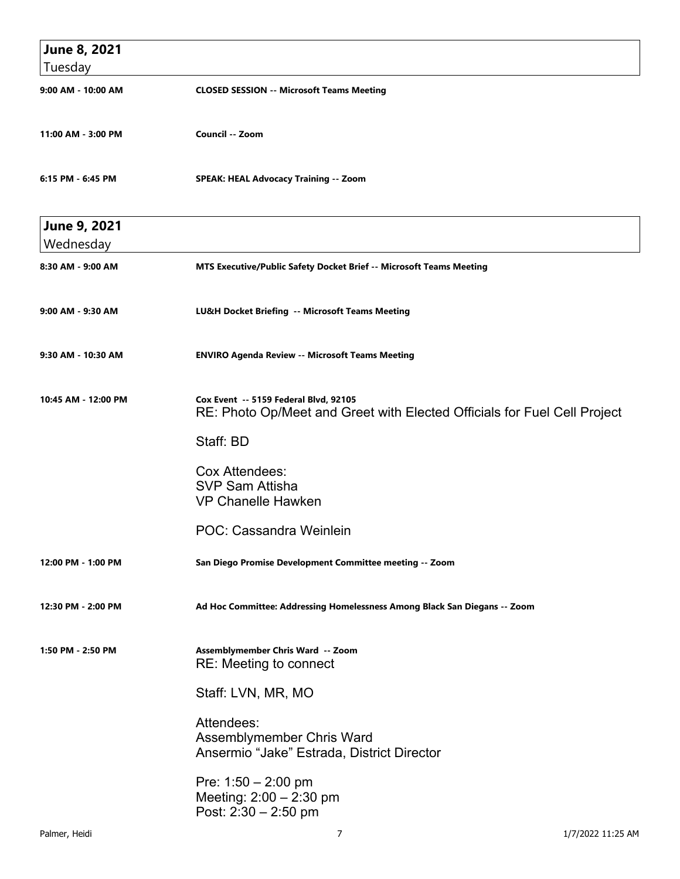## June 8, 2021
Tuesday

**9:00 AM - 10:00 AM** — **CLOSED SESSION -- Microsoft Teams Meeting**

**11:00 AM - 3:00 PM** — **Council -- Zoom**

**6:15 PM - 6:45 PM** — **SPEAK: HEAL Advocacy Training -- Zoom**

## June 9, 2021
Wednesday

**8:30 AM - 9:00 AM** — **MTS Executive/Public Safety Docket Brief -- Microsoft Teams Meeting**

**9:00 AM - 9:30 AM** — **LU&H Docket Briefing -- Microsoft Teams Meeting**

**9:30 AM - 10:30 AM** — **ENVIRO Agenda Review -- Microsoft Teams Meeting**

**10:45 AM - 12:00 PM** — **Cox Event -- 5159 Federal Blvd, 92105**

RE: Photo Op/Meet and Greet with Elected Officials for Fuel Cell Project

Staff: BD

Cox Attendees:
SVP Sam Attisha
VP Chanelle Hawken

POC: Cassandra Weinlein

**12:00 PM - 1:00 PM** — **San Diego Promise Development Committee meeting -- Zoom**

**12:30 PM - 2:00 PM** — **Ad Hoc Committee: Addressing Homelessness Among Black San Diegans -- Zoom**

**1:50 PM - 2:50 PM** — **Assemblymember Chris Ward -- Zoom**

RE: Meeting to connect

Staff: LVN, MR, MO

Attendees:
Assemblymember Chris Ward
Ansermio "Jake" Estrada, District Director

Pre: 1:50 – 2:00 pm
Meeting: 2:00 – 2:30 pm
Post: 2:30 – 2:50 pm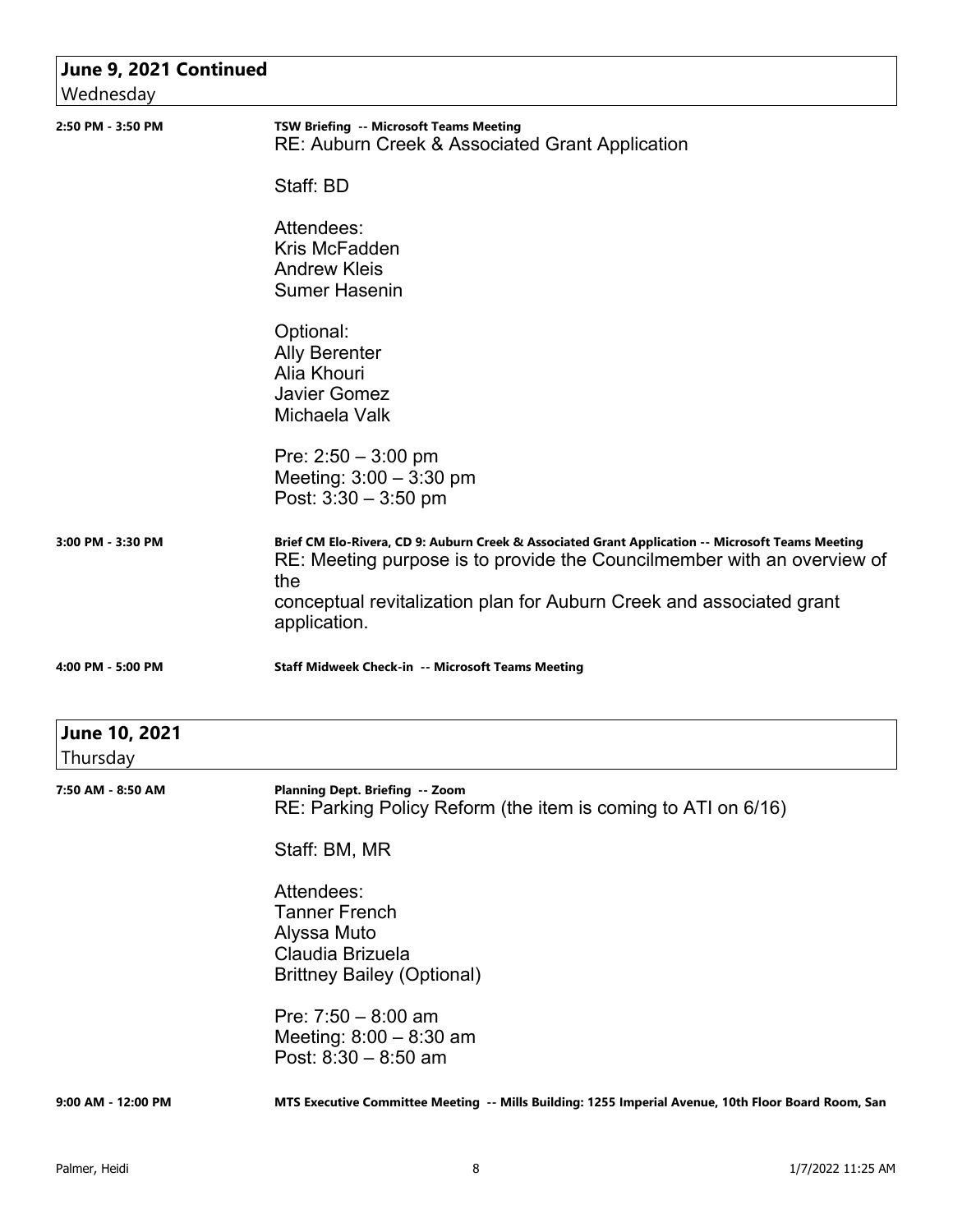## June 9, 2021 Continued
Wednesday

**2:50 PM - 3:50 PM**

**TSW Briefing -- Microsoft Teams Meeting**
RE: Auburn Creek & Associated Grant Application

Staff: BD

Attendees:
Kris McFadden
Andrew Kleis
Sumer Hasenin

Optional:
Ally Berenter
Alia Khouri
Javier Gomez
Michaela Valk

Pre: 2:50 – 3:00 pm
Meeting: 3:00 – 3:30 pm
Post: 3:30 – 3:50 pm

**3:00 PM - 3:30 PM**

**Brief CM Elo-Rivera, CD 9: Auburn Creek & Associated Grant Application -- Microsoft Teams Meeting**
RE: Meeting purpose is to provide the Councilmember with an overview of the
conceptual revitalization plan for Auburn Creek and associated grant application.

**4:00 PM - 5:00 PM**

**Staff Midweek Check-in -- Microsoft Teams Meeting**

## June 10, 2021
Thursday

**7:50 AM - 8:50 AM**

**Planning Dept. Briefing -- Zoom**
RE: Parking Policy Reform (the item is coming to ATI on 6/16)

Staff: BM, MR

Attendees:
Tanner French
Alyssa Muto
Claudia Brizuela
Brittney Bailey (Optional)

Pre: 7:50 – 8:00 am
Meeting: 8:00 – 8:30 am
Post: 8:30 – 8:50 am

**9:00 AM - 12:00 PM**

**MTS Executive Committee Meeting -- Mills Building: 1255 Imperial Avenue, 10th Floor Board Room, San**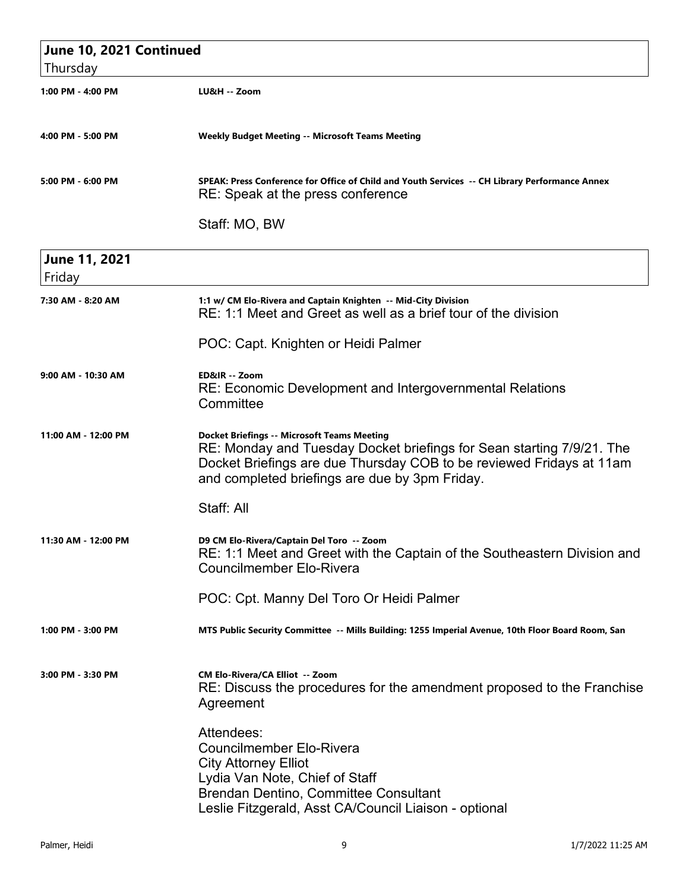## June 10, 2021 Continued
Thursday

**1:00 PM - 4:00 PM** — **LU&H -- Zoom**

**4:00 PM - 5:00 PM** — **Weekly Budget Meeting -- Microsoft Teams Meeting**

**5:00 PM - 6:00 PM** — **SPEAK: Press Conference for Office of Child and Youth Services -- CH Library Performance Annex**
RE: Speak at the press conference

Staff: MO, BW

## June 11, 2021
Friday

**7:30 AM - 8:20 AM** — **1:1 w/ CM Elo-Rivera and Captain Knighten -- Mid-City Division**
RE: 1:1 Meet and Greet as well as a brief tour of the division

POC: Capt. Knighten or Heidi Palmer

**9:00 AM - 10:30 AM** — **ED&IR -- Zoom**
RE: Economic Development and Intergovernmental Relations Committee

**11:00 AM - 12:00 PM** — **Docket Briefings -- Microsoft Teams Meeting**
RE: Monday and Tuesday Docket briefings for Sean starting 7/9/21. The Docket Briefings are due Thursday COB to be reviewed Fridays at 11am and completed briefings are due by 3pm Friday.

Staff: All

**11:30 AM - 12:00 PM** — **D9 CM Elo-Rivera/Captain Del Toro -- Zoom**
RE: 1:1 Meet and Greet with the Captain of the Southeastern Division and Councilmember Elo-Rivera

POC: Cpt. Manny Del Toro Or Heidi Palmer

**1:00 PM - 3:00 PM** — **MTS Public Security Committee -- Mills Building: 1255 Imperial Avenue, 10th Floor Board Room, San**

**3:00 PM - 3:30 PM** — **CM Elo-Rivera/CA Elliot -- Zoom**
RE: Discuss the procedures for the amendment proposed to the Franchise Agreement

Attendees:
Councilmember Elo-Rivera
City Attorney Elliot
Lydia Van Note, Chief of Staff
Brendan Dentino, Committee Consultant
Leslie Fitzgerald, Asst CA/Council Liaison - optional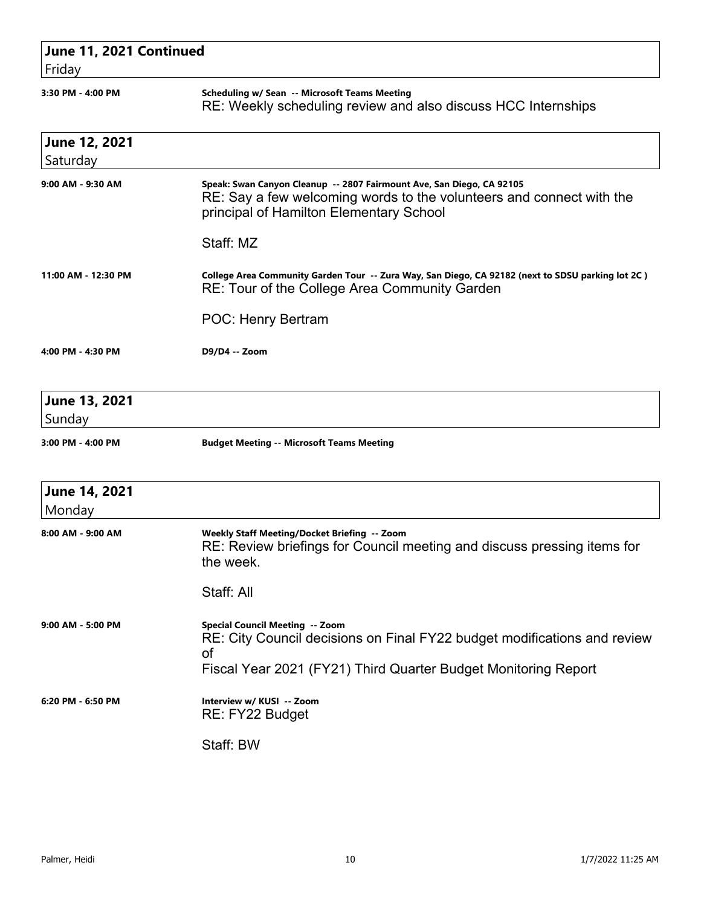## June 11, 2021 Continued
Friday

**3:30 PM - 4:00 PM** — **Scheduling w/ Sean -- Microsoft Teams Meeting**
RE: Weekly scheduling review and also discuss HCC Internships

## June 12, 2021
Saturday

**9:00 AM - 9:30 AM** — **Speak: Swan Canyon Cleanup -- 2807 Fairmount Ave, San Diego, CA 92105**
RE: Say a few welcoming words to the volunteers and connect with the principal of Hamilton Elementary School

Staff: MZ

**11:00 AM - 12:30 PM** — **College Area Community Garden Tour -- Zura Way, San Diego, CA 92182 (next to SDSU parking lot 2C )**
RE: Tour of the College Area Community Garden

POC: Henry Bertram

**4:00 PM - 4:30 PM** — **D9/D4 -- Zoom**

## June 13, 2021
Sunday

**3:00 PM - 4:00 PM** — **Budget Meeting -- Microsoft Teams Meeting**

## June 14, 2021
Monday

**8:00 AM - 9:00 AM** — **Weekly Staff Meeting/Docket Briefing -- Zoom**
RE: Review briefings for Council meeting and discuss pressing items for the week.

Staff: All

**9:00 AM - 5:00 PM** — **Special Council Meeting -- Zoom**
RE: City Council decisions on Final FY22 budget modifications and review of
Fiscal Year 2021 (FY21) Third Quarter Budget Monitoring Report

**6:20 PM - 6:50 PM** — **Interview w/ KUSI -- Zoom**
RE: FY22 Budget

Staff: BW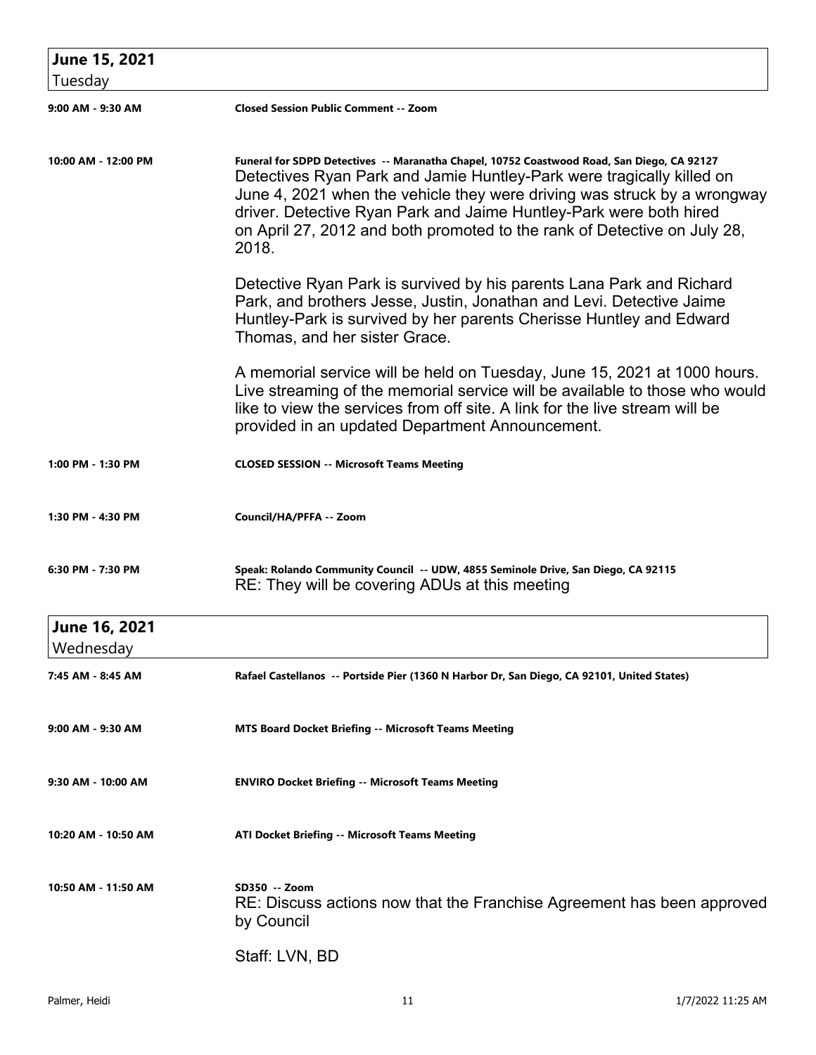## June 15, 2021
Tuesday

**9:00 AM - 9:30 AM** — **Closed Session Public Comment -- Zoom**

**10:00 AM - 12:00 PM** — **Funeral for SDPD Detectives -- Maranatha Chapel, 10752 Coastwood Road, San Diego, CA 92127**

Detectives Ryan Park and Jamie Huntley-Park were tragically killed on June 4, 2021 when the vehicle they were driving was struck by a wrongway driver. Detective Ryan Park and Jaime Huntley-Park were both hired on April 27, 2012 and both promoted to the rank of Detective on July 28, 2018.

Detective Ryan Park is survived by his parents Lana Park and Richard Park, and brothers Jesse, Justin, Jonathan and Levi. Detective Jaime Huntley-Park is survived by her parents Cherisse Huntley and Edward Thomas, and her sister Grace.

A memorial service will be held on Tuesday, June 15, 2021 at 1000 hours. Live streaming of the memorial service will be available to those who would like to view the services from off site. A link for the live stream will be provided in an updated Department Announcement.

**1:00 PM - 1:30 PM** — **CLOSED SESSION -- Microsoft Teams Meeting**

**1:30 PM - 4:30 PM** — **Council/HA/PFFA -- Zoom**

**6:30 PM - 7:30 PM** — **Speak: Rolando Community Council -- UDW, 4855 Seminole Drive, San Diego, CA 92115**

RE: They will be covering ADUs at this meeting

## June 16, 2021
Wednesday

**7:45 AM - 8:45 AM** — **Rafael Castellanos -- Portside Pier (1360 N Harbor Dr, San Diego, CA 92101, United States)**

**9:00 AM - 9:30 AM** — **MTS Board Docket Briefing -- Microsoft Teams Meeting**

**9:30 AM - 10:00 AM** — **ENVIRO Docket Briefing -- Microsoft Teams Meeting**

**10:20 AM - 10:50 AM** — **ATI Docket Briefing -- Microsoft Teams Meeting**

**10:50 AM - 11:50 AM** — **SD350 -- Zoom**

RE: Discuss actions now that the Franchise Agreement has been approved by Council

Staff: LVN, BD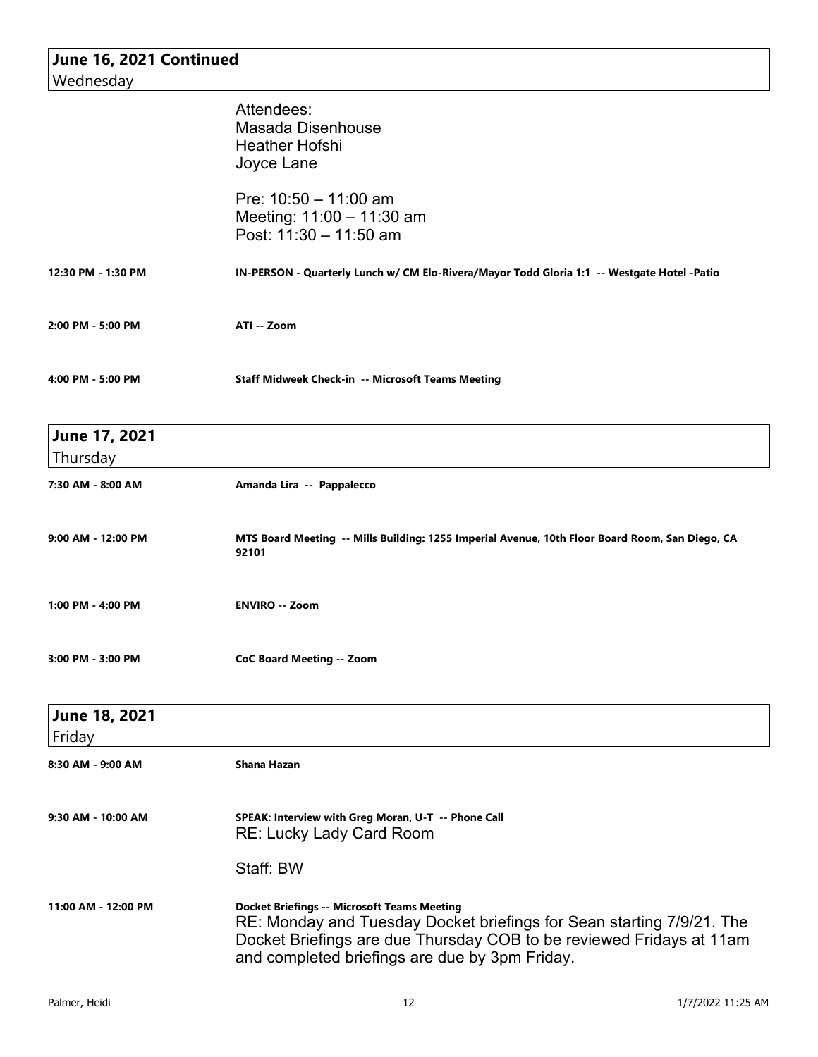## June 16, 2021 Continued
Wednesday

Attendees:
Masada Disenhouse
Heather Hofshi
Joyce Lane

Pre: 10:50 – 11:00 am
Meeting: 11:00 – 11:30 am
Post: 11:30 – 11:50 am

**12:30 PM - 1:30 PM** — **IN-PERSON - Quarterly Lunch w/ CM Elo-Rivera/Mayor Todd Gloria 1:1 -- Westgate Hotel -Patio**

**2:00 PM - 5:00 PM** — **ATI -- Zoom**

**4:00 PM - 5:00 PM** — **Staff Midweek Check-in -- Microsoft Teams Meeting**

## June 17, 2021
Thursday

**7:30 AM - 8:00 AM** — **Amanda Lira -- Pappalecco**

**9:00 AM - 12:00 PM** — **MTS Board Meeting -- Mills Building: 1255 Imperial Avenue, 10th Floor Board Room, San Diego, CA 92101**

**1:00 PM - 4:00 PM** — **ENVIRO -- Zoom**

**3:00 PM - 3:00 PM** — **CoC Board Meeting -- Zoom**

## June 18, 2021
Friday

**8:30 AM - 9:00 AM** — **Shana Hazan**

**9:30 AM - 10:00 AM** — **SPEAK: Interview with Greg Moran, U-T -- Phone Call**
RE: Lucky Lady Card Room

Staff: BW

**11:00 AM - 12:00 PM** — **Docket Briefings -- Microsoft Teams Meeting**
RE: Monday and Tuesday Docket briefings for Sean starting 7/9/21. The Docket Briefings are due Thursday COB to be reviewed Fridays at 11am and completed briefings are due by 3pm Friday.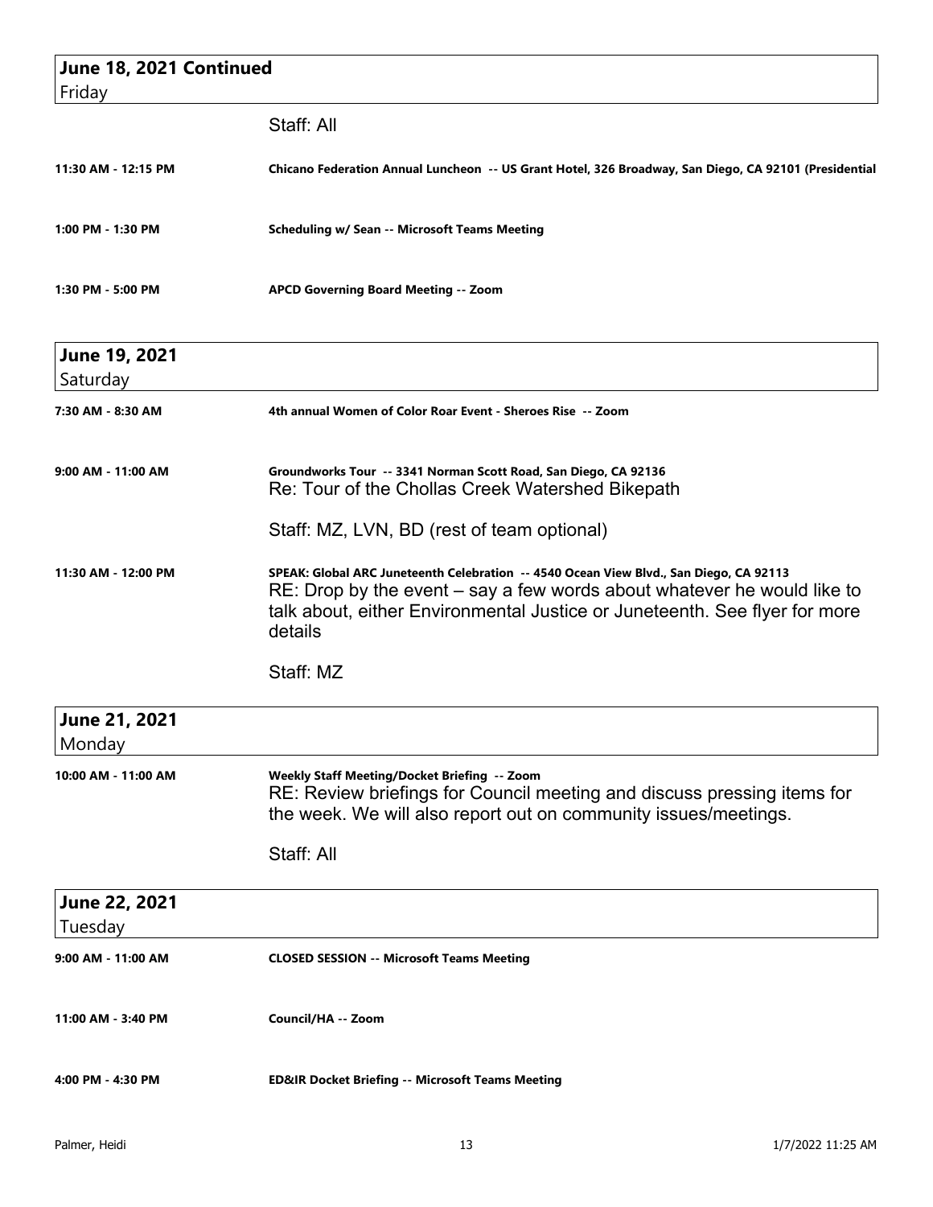## June 18, 2021 Continued
Friday

Staff: All

**11:30 AM - 12:15 PM** — **Chicano Federation Annual Luncheon -- US Grant Hotel, 326 Broadway, San Diego, CA 92101 (Presidential**

**1:00 PM - 1:30 PM** — **Scheduling w/ Sean -- Microsoft Teams Meeting**

**1:30 PM - 5:00 PM** — **APCD Governing Board Meeting -- Zoom**

## June 19, 2021
Saturday

**7:30 AM - 8:30 AM** — **4th annual Women of Color Roar Event - Sheroes Rise -- Zoom**

**9:00 AM - 11:00 AM** — **Groundworks Tour -- 3341 Norman Scott Road, San Diego, CA 92136**
Re: Tour of the Chollas Creek Watershed Bikepath

Staff: MZ, LVN, BD (rest of team optional)

**11:30 AM - 12:00 PM** — **SPEAK: Global ARC Juneteenth Celebration -- 4540 Ocean View Blvd., San Diego, CA 92113**
RE: Drop by the event – say a few words about whatever he would like to talk about, either Environmental Justice or Juneteenth. See flyer for more details

Staff: MZ

## June 21, 2021
Monday

**10:00 AM - 11:00 AM** — **Weekly Staff Meeting/Docket Briefing -- Zoom**
RE: Review briefings for Council meeting and discuss pressing items for the week. We will also report out on community issues/meetings.

Staff: All

## June 22, 2021
Tuesday

**9:00 AM - 11:00 AM** — **CLOSED SESSION -- Microsoft Teams Meeting**

**11:00 AM - 3:40 PM** — **Council/HA -- Zoom**

**4:00 PM - 4:30 PM** — **ED&IR Docket Briefing -- Microsoft Teams Meeting**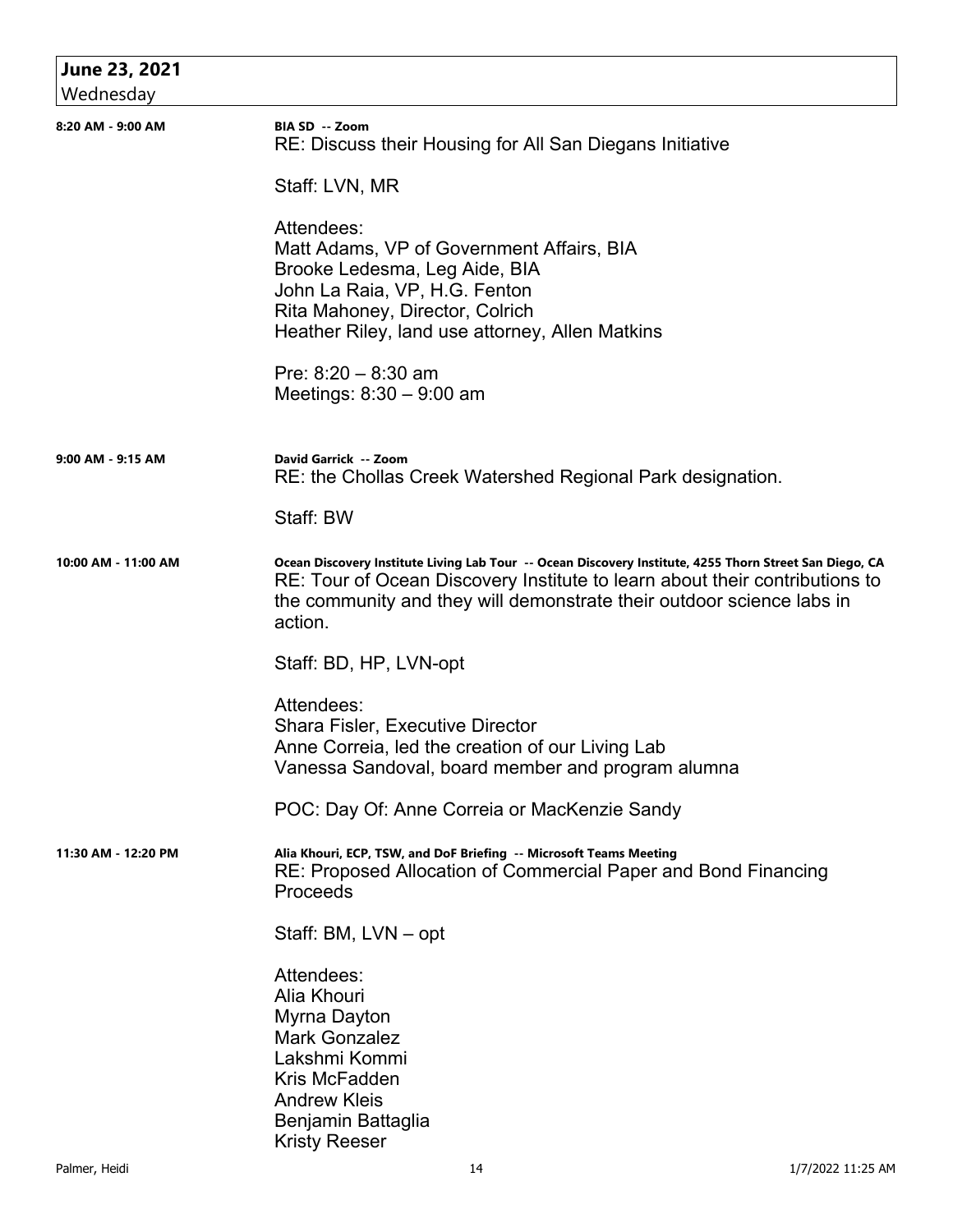## June 23, 2021
Wednesday

**8:20 AM - 9:00 AM**

**BIA SD -- Zoom**
RE: Discuss their Housing for All San Diegans Initiative

Staff: LVN, MR

Attendees:
Matt Adams, VP of Government Affairs, BIA
Brooke Ledesma, Leg Aide, BIA
John La Raia, VP, H.G. Fenton
Rita Mahoney, Director, Colrich
Heather Riley, land use attorney, Allen Matkins

Pre: 8:20 – 8:30 am
Meetings: 8:30 – 9:00 am

**9:00 AM - 9:15 AM**

**David Garrick -- Zoom**
RE: the Chollas Creek Watershed Regional Park designation.

Staff: BW

**10:00 AM - 11:00 AM**

**Ocean Discovery Institute Living Lab Tour -- Ocean Discovery Institute, 4255 Thorn Street San Diego, CA**
RE: Tour of Ocean Discovery Institute to learn about their contributions to the community and they will demonstrate their outdoor science labs in action.

Staff: BD, HP, LVN-opt

Attendees:
Shara Fisler, Executive Director
Anne Correia, led the creation of our Living Lab
Vanessa Sandoval, board member and program alumna

POC: Day Of: Anne Correia or MacKenzie Sandy

**11:30 AM - 12:20 PM**

**Alia Khouri, ECP, TSW, and DoF Briefing -- Microsoft Teams Meeting**
RE: Proposed Allocation of Commercial Paper and Bond Financing Proceeds

Staff: BM, LVN – opt

Attendees:
Alia Khouri
Myrna Dayton
Mark Gonzalez
Lakshmi Kommi
Kris McFadden
Andrew Kleis
Benjamin Battaglia
Kristy Reeser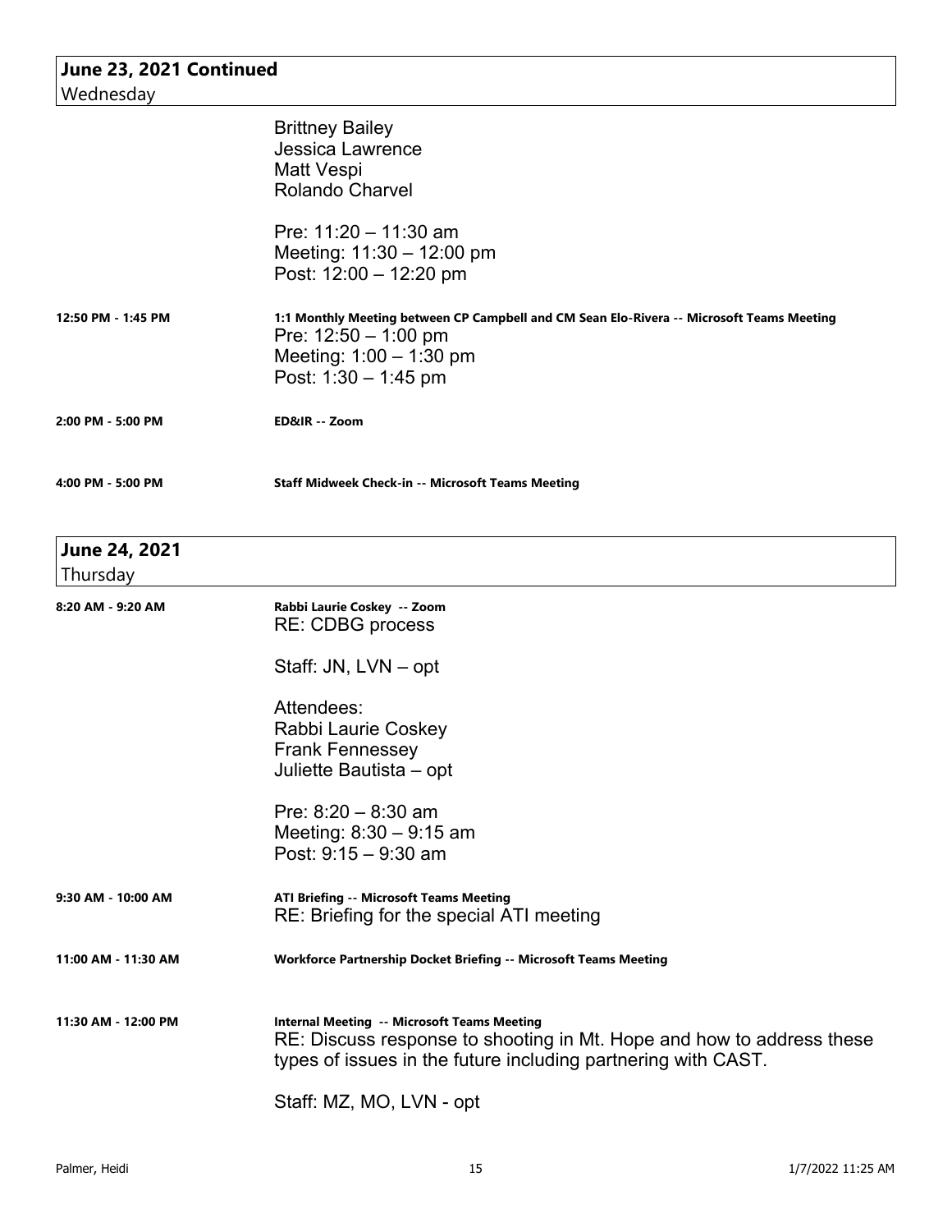## June 23, 2021 Continued
Wednesday

Brittney Bailey
Jessica Lawrence
Matt Vespi
Rolando Charvel

Pre: 11:20 – 11:30 am
Meeting: 11:30 – 12:00 pm
Post: 12:00 – 12:20 pm

**12:50 PM - 1:45 PM** — **1:1 Monthly Meeting between CP Campbell and CM Sean Elo-Rivera -- Microsoft Teams Meeting**

Pre: 12:50 – 1:00 pm
Meeting: 1:00 – 1:30 pm
Post: 1:30 – 1:45 pm

**2:00 PM - 5:00 PM** — **ED&IR -- Zoom**

**4:00 PM - 5:00 PM** — **Staff Midweek Check-in -- Microsoft Teams Meeting**

## June 24, 2021
Thursday

**8:20 AM - 9:20 AM** — **Rabbi Laurie Coskey -- Zoom**

RE: CDBG process

Staff: JN, LVN – opt

Attendees:
Rabbi Laurie Coskey
Frank Fennessey
Juliette Bautista – opt

Pre: 8:20 – 8:30 am
Meeting: 8:30 – 9:15 am
Post: 9:15 – 9:30 am

**9:30 AM - 10:00 AM** — **ATI Briefing -- Microsoft Teams Meeting**

RE: Briefing for the special ATI meeting

**11:00 AM - 11:30 AM** — **Workforce Partnership Docket Briefing -- Microsoft Teams Meeting**

**11:30 AM - 12:00 PM** — **Internal Meeting -- Microsoft Teams Meeting**

RE: Discuss response to shooting in Mt. Hope and how to address these types of issues in the future including partnering with CAST.

Staff: MZ, MO, LVN - opt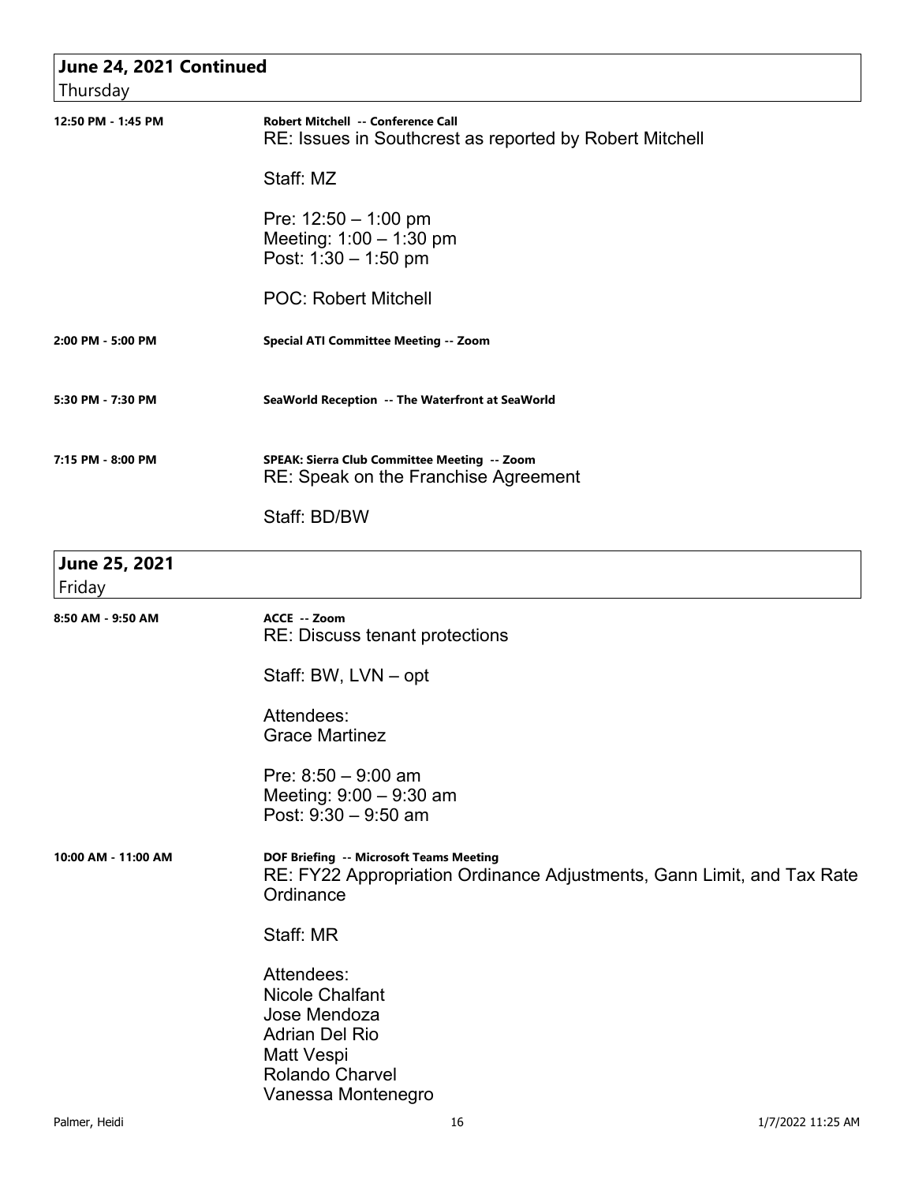## June 24, 2021 Continued
Thursday

**12:50 PM - 1:45 PM**

**Robert Mitchell -- Conference Call**
RE: Issues in Southcrest as reported by Robert Mitchell

Staff: MZ

Pre: 12:50 – 1:00 pm
Meeting: 1:00 – 1:30 pm
Post: 1:30 – 1:50 pm

POC: Robert Mitchell

**2:00 PM - 5:00 PM**

**Special ATI Committee Meeting -- Zoom**

**5:30 PM - 7:30 PM**

**SeaWorld Reception -- The Waterfront at SeaWorld**

**7:15 PM - 8:00 PM**

**SPEAK: Sierra Club Committee Meeting -- Zoom**
RE: Speak on the Franchise Agreement

Staff: BD/BW

## June 25, 2021
Friday

**8:50 AM - 9:50 AM**

**ACCE -- Zoom**
RE: Discuss tenant protections

Staff: BW, LVN – opt

Attendees:
Grace Martinez

Pre: 8:50 – 9:00 am
Meeting: 9:00 – 9:30 am
Post: 9:30 – 9:50 am

**10:00 AM - 11:00 AM**

**DOF Briefing -- Microsoft Teams Meeting**
RE: FY22 Appropriation Ordinance Adjustments, Gann Limit, and Tax Rate Ordinance

Staff: MR

Attendees:
Nicole Chalfant
Jose Mendoza
Adrian Del Rio
Matt Vespi
Rolando Charvel
Vanessa Montenegro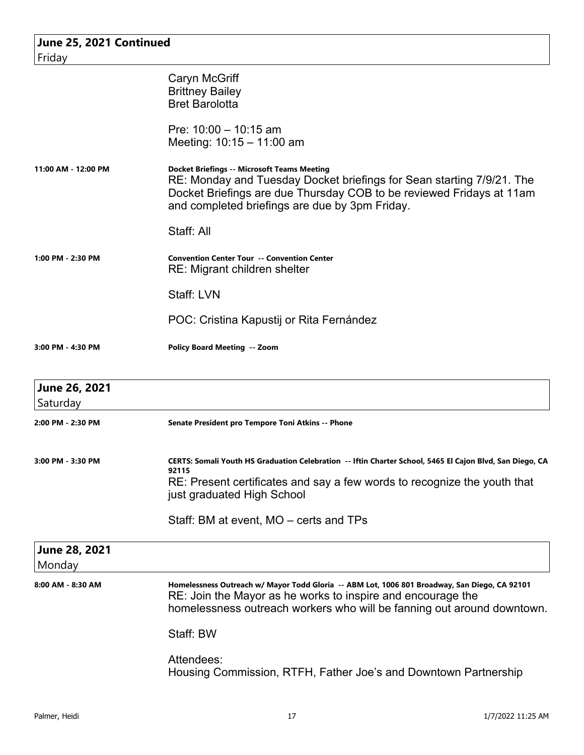## June 25, 2021 Continued
Friday

Caryn McGriff
Brittney Bailey
Bret Barolotta

Pre: 10:00 – 10:15 am
Meeting: 10:15 – 11:00 am

**11:00 AM - 12:00 PM** — **Docket Briefings -- Microsoft Teams Meeting**
RE: Monday and Tuesday Docket briefings for Sean starting 7/9/21. The Docket Briefings are due Thursday COB to be reviewed Fridays at 11am and completed briefings are due by 3pm Friday.

Staff: All

**1:00 PM - 2:30 PM** — **Convention Center Tour -- Convention Center**
RE: Migrant children shelter

Staff: LVN

POC: Cristina Kapustij or Rita Fernández

**3:00 PM - 4:30 PM** — **Policy Board Meeting -- Zoom**

## June 26, 2021
Saturday

**2:00 PM - 2:30 PM** — **Senate President pro Tempore Toni Atkins -- Phone**

**3:00 PM - 3:30 PM** — **CERTS: Somali Youth HS Graduation Celebration -- Iftin Charter School, 5465 El Cajon Blvd, San Diego, CA 92115**
RE: Present certificates and say a few words to recognize the youth that just graduated High School

Staff: BM at event, MO – certs and TPs

## June 28, 2021
Monday

**8:00 AM - 8:30 AM** — **Homelessness Outreach w/ Mayor Todd Gloria -- ABM Lot, 1006 801 Broadway, San Diego, CA 92101**
RE: Join the Mayor as he works to inspire and encourage the homelessness outreach workers who will be fanning out around downtown.

Staff: BW

Attendees:
Housing Commission, RTFH, Father Joe's and Downtown Partnership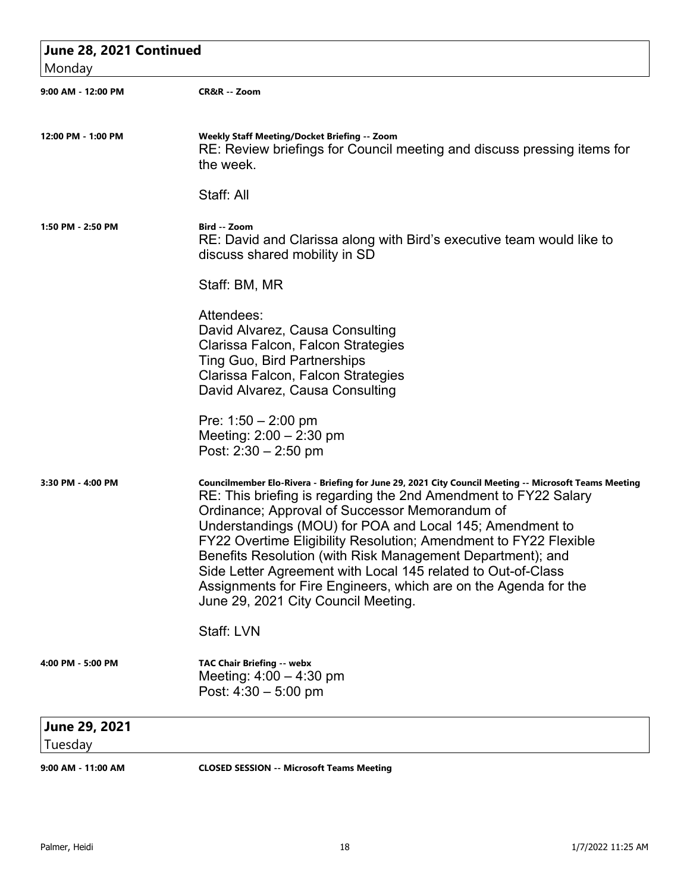## June 28, 2021 Continued
Monday

**9:00 AM - 12:00 PM** — **CR&R -- Zoom**

**12:00 PM - 1:00 PM** — **Weekly Staff Meeting/Docket Briefing -- Zoom**

RE: Review briefings for Council meeting and discuss pressing items for the week.

Staff: All

**1:50 PM - 2:50 PM** — **Bird -- Zoom**

RE: David and Clarissa along with Bird's executive team would like to discuss shared mobility in SD

Staff: BM, MR

Attendees:
David Alvarez, Causa Consulting
Clarissa Falcon, Falcon Strategies
Ting Guo, Bird Partnerships
Clarissa Falcon, Falcon Strategies
David Alvarez, Causa Consulting

Pre: 1:50 – 2:00 pm
Meeting: 2:00 – 2:30 pm
Post: 2:30 – 2:50 pm

**3:30 PM - 4:00 PM** — **Councilmember Elo-Rivera - Briefing for June 29, 2021 City Council Meeting -- Microsoft Teams Meeting**

RE: This briefing is regarding the 2nd Amendment to FY22 Salary Ordinance; Approval of Successor Memorandum of Understandings (MOU) for POA and Local 145; Amendment to FY22 Overtime Eligibility Resolution; Amendment to FY22 Flexible Benefits Resolution (with Risk Management Department); and Side Letter Agreement with Local 145 related to Out-of-Class Assignments for Fire Engineers, which are on the Agenda for the June 29, 2021 City Council Meeting.

Staff: LVN

**4:00 PM - 5:00 PM** — **TAC Chair Briefing -- webx**

Meeting: 4:00 – 4:30 pm
Post: 4:30 – 5:00 pm

## June 29, 2021
Tuesday

**9:00 AM - 11:00 AM** — **CLOSED SESSION -- Microsoft Teams Meeting**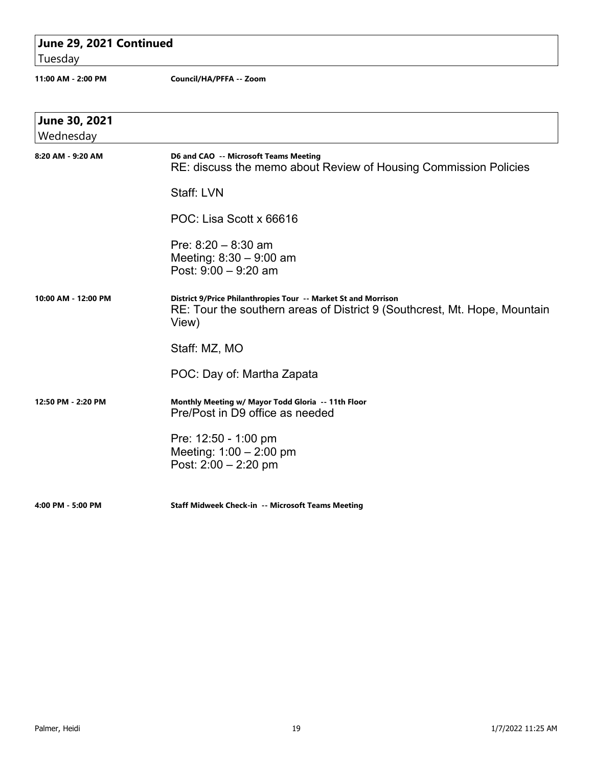## June 29, 2021 Continued
Tuesday

**11:00 AM - 2:00 PM** **Council/HA/PFFA -- Zoom**

## June 30, 2021
Wednesday

**8:20 AM - 9:20 AM** **D6 and CAO -- Microsoft Teams Meeting**

RE: discuss the memo about Review of Housing Commission Policies

Staff: LVN

POC: Lisa Scott x 66616

Pre: 8:20 – 8:30 am
Meeting: 8:30 – 9:00 am
Post: 9:00 – 9:20 am

**10:00 AM - 12:00 PM** **District 9/Price Philanthropies Tour -- Market St and Morrison**

RE: Tour the southern areas of District 9 (Southcrest, Mt. Hope, Mountain View)

Staff: MZ, MO

POC: Day of: Martha Zapata

**12:50 PM - 2:20 PM** **Monthly Meeting w/ Mayor Todd Gloria -- 11th Floor**

Pre/Post in D9 office as needed

Pre: 12:50 - 1:00 pm
Meeting: 1:00 – 2:00 pm
Post: 2:00 – 2:20 pm

**4:00 PM - 5:00 PM** **Staff Midweek Check-in -- Microsoft Teams Meeting**